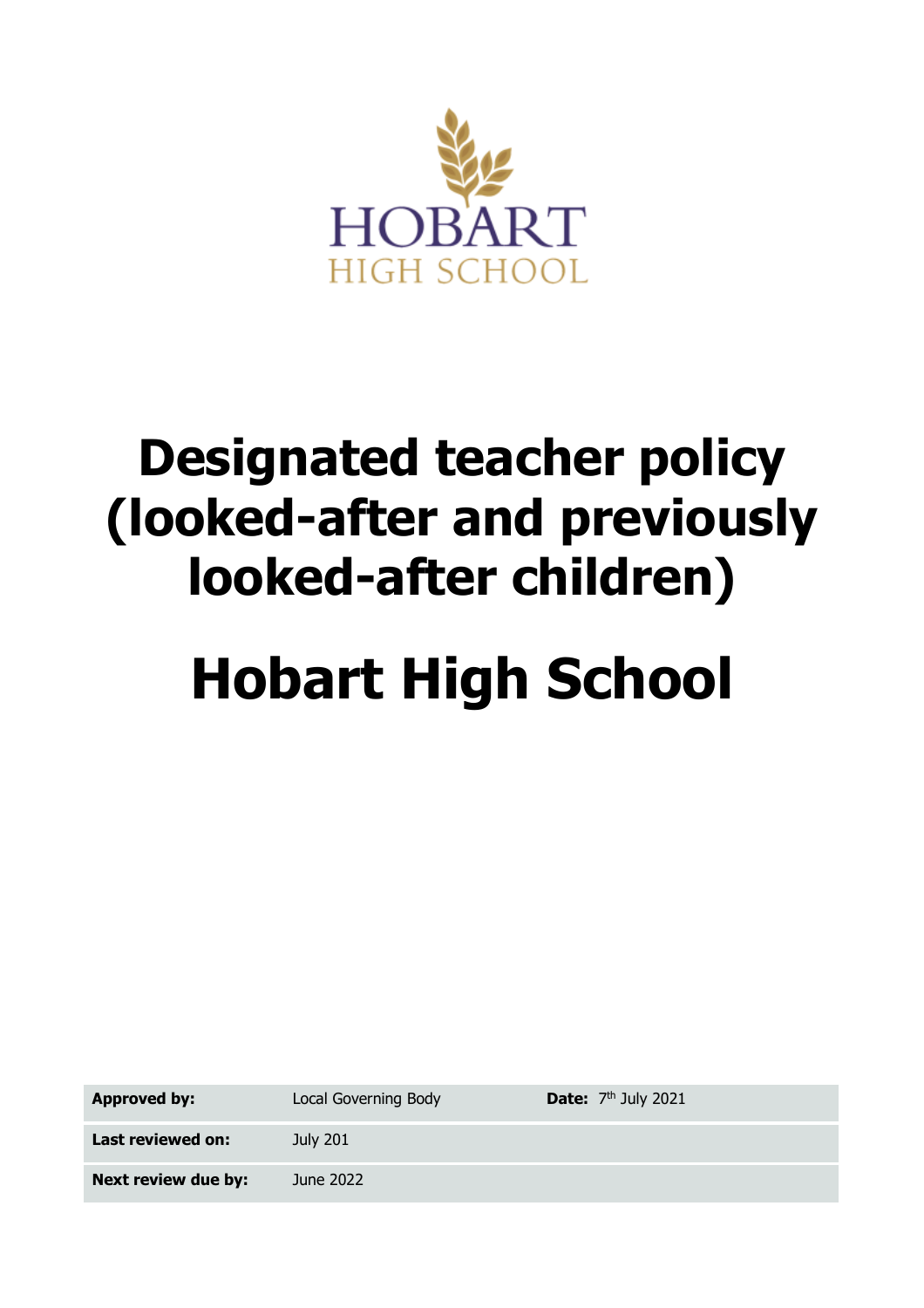HOBART
HIGH SCHOOL

# Designated teacher policy (looked-after and previously looked-after children)

# Hobart High School

| | | | |
|---|---|---|---|
| **Approved by:** | Local Governing Body | **Date:** 7th July 2021 | |
| **Last reviewed on:** | July 201 | | |
| **Next review due by:** | June 2022 | | |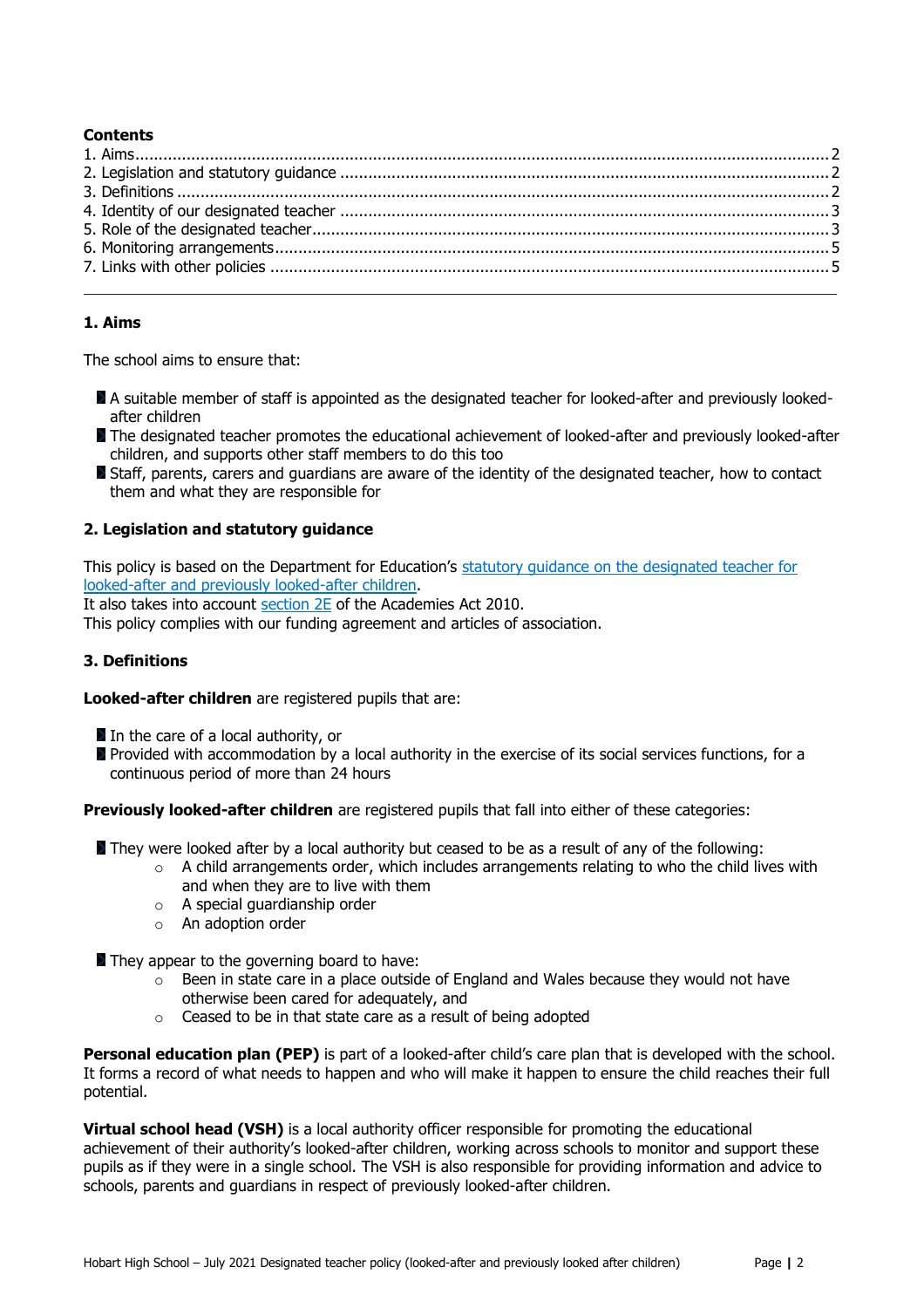**Contents**

1. Aims .......... 2
2. Legislation and statutory guidance .......... 2
3. Definitions .......... 2
4. Identity of our designated teacher .......... 3
5. Role of the designated teacher .......... 3
6. Monitoring arrangements .......... 5
7. Links with other policies .......... 5

---

## 1. Aims

The school aims to ensure that:

- A suitable member of staff is appointed as the designated teacher for looked-after and previously looked-after children
- The designated teacher promotes the educational achievement of looked-after and previously looked-after children, and supports other staff members to do this too
- Staff, parents, carers and guardians are aware of the identity of the designated teacher, how to contact them and what they are responsible for

## 2. Legislation and statutory guidance

This policy is based on the Department for Education's statutory guidance on the designated teacher for looked-after and previously looked-after children.
It also takes into account section 2E of the Academies Act 2010.
This policy complies with our funding agreement and articles of association.

## 3. Definitions

**Looked-after children** are registered pupils that are:

- In the care of a local authority, or
- Provided with accommodation by a local authority in the exercise of its social services functions, for a continuous period of more than 24 hours

**Previously looked-after children** are registered pupils that fall into either of these categories:

- They were looked after by a local authority but ceased to be as a result of any of the following:
  - A child arrangements order, which includes arrangements relating to who the child lives with and when they are to live with them
  - A special guardianship order
  - An adoption order
- They appear to the governing board to have:
  - Been in state care in a place outside of England and Wales because they would not have otherwise been cared for adequately, and
  - Ceased to be in that state care as a result of being adopted

**Personal education plan (PEP)** is part of a looked-after child's care plan that is developed with the school. It forms a record of what needs to happen and who will make it happen to ensure the child reaches their full potential.

**Virtual school head (VSH)** is a local authority officer responsible for promoting the educational achievement of their authority's looked-after children, working across schools to monitor and support these pupils as if they were in a single school. The VSH is also responsible for providing information and advice to schools, parents and guardians in respect of previously looked-after children.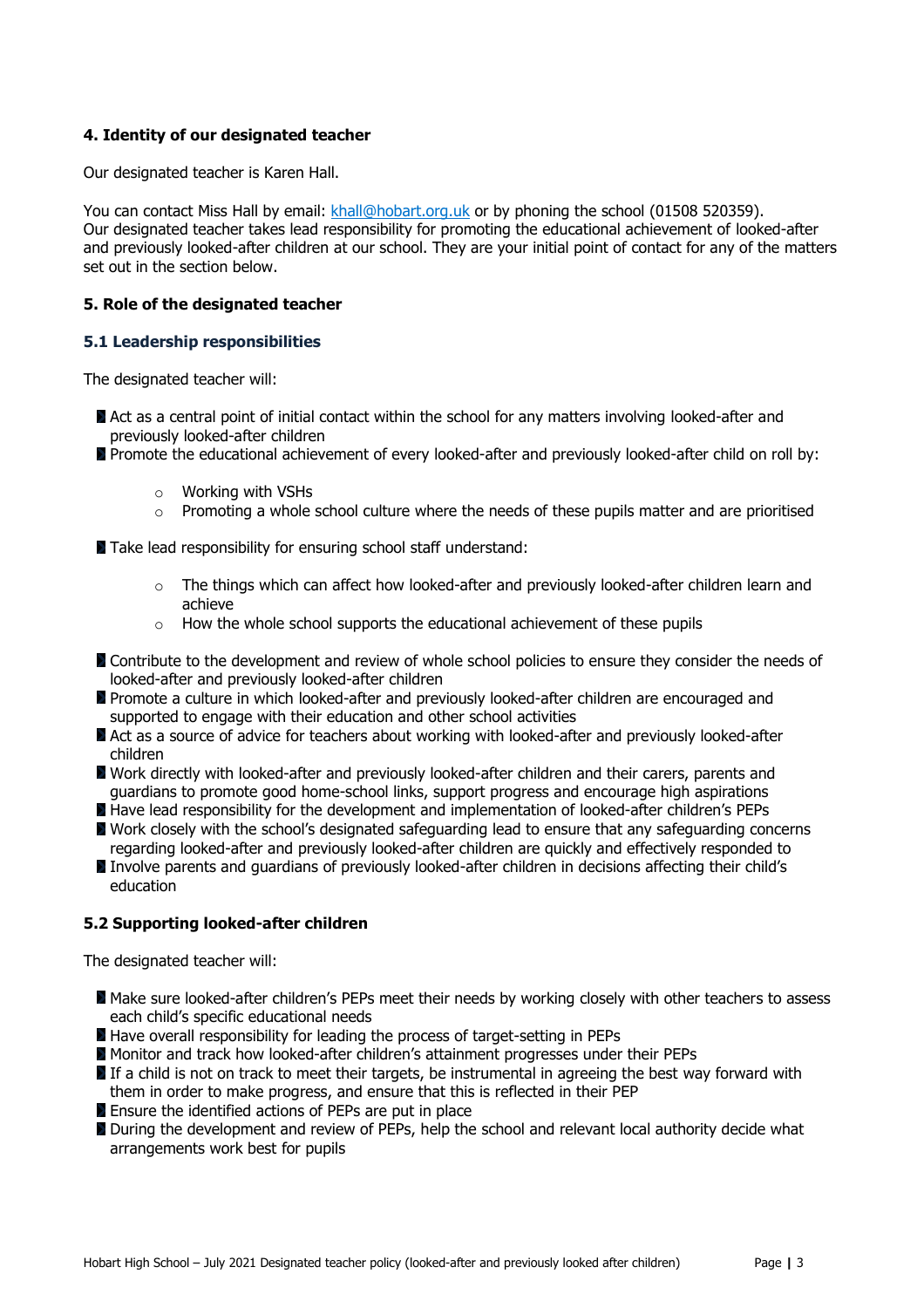## 4. Identity of our designated teacher

Our designated teacher is Karen Hall.

You can contact Miss Hall by email: khall@hobart.org.uk or by phoning the school (01508 520359).
Our designated teacher takes lead responsibility for promoting the educational achievement of looked-after and previously looked-after children at our school. They are your initial point of contact for any of the matters set out in the section below.

## 5. Role of the designated teacher

### 5.1 Leadership responsibilities

The designated teacher will:

- Act as a central point of initial contact within the school for any matters involving looked-after and previously looked-after children
- Promote the educational achievement of every looked-after and previously looked-after child on roll by:
    - Working with VSHs
    - Promoting a whole school culture where the needs of these pupils matter and are prioritised
- Take lead responsibility for ensuring school staff understand:
    - The things which can affect how looked-after and previously looked-after children learn and achieve
    - How the whole school supports the educational achievement of these pupils
- Contribute to the development and review of whole school policies to ensure they consider the needs of looked-after and previously looked-after children
- Promote a culture in which looked-after and previously looked-after children are encouraged and supported to engage with their education and other school activities
- Act as a source of advice for teachers about working with looked-after and previously looked-after children
- Work directly with looked-after and previously looked-after children and their carers, parents and guardians to promote good home-school links, support progress and encourage high aspirations
- Have lead responsibility for the development and implementation of looked-after children's PEPs
- Work closely with the school's designated safeguarding lead to ensure that any safeguarding concerns regarding looked-after and previously looked-after children are quickly and effectively responded to
- Involve parents and guardians of previously looked-after children in decisions affecting their child's education

### 5.2 Supporting looked-after children

The designated teacher will:

- Make sure looked-after children's PEPs meet their needs by working closely with other teachers to assess each child's specific educational needs
- Have overall responsibility for leading the process of target-setting in PEPs
- Monitor and track how looked-after children's attainment progresses under their PEPs
- If a child is not on track to meet their targets, be instrumental in agreeing the best way forward with them in order to make progress, and ensure that this is reflected in their PEP
- Ensure the identified actions of PEPs are put in place
- During the development and review of PEPs, help the school and relevant local authority decide what arrangements work best for pupils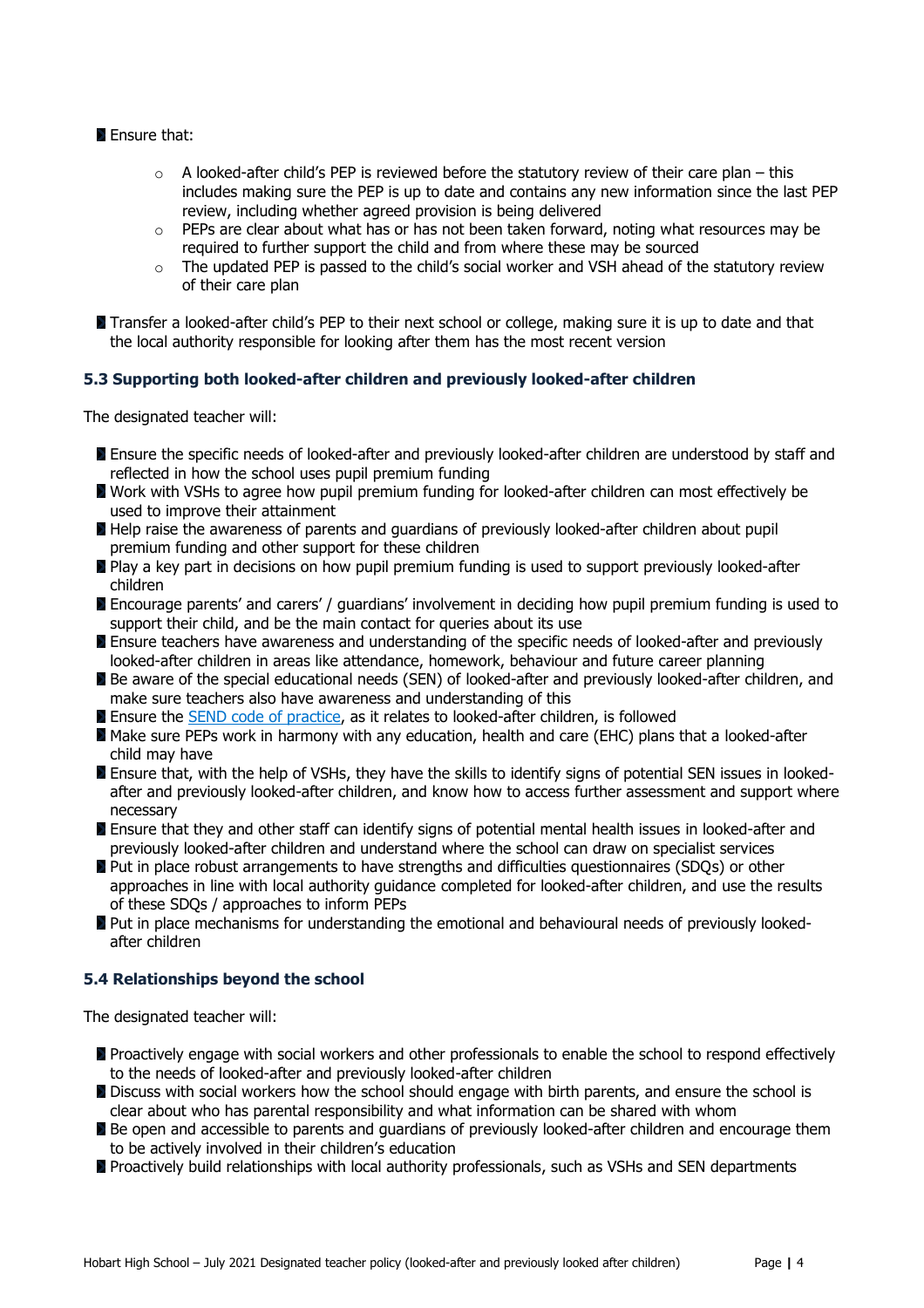- Ensure that:
    - A looked-after child's PEP is reviewed before the statutory review of their care plan – this includes making sure the PEP is up to date and contains any new information since the last PEP review, including whether agreed provision is being delivered
    - PEPs are clear about what has or has not been taken forward, noting what resources may be required to further support the child and from where these may be sourced
    - The updated PEP is passed to the child's social worker and VSH ahead of the statutory review of their care plan
- Transfer a looked-after child's PEP to their next school or college, making sure it is up to date and that the local authority responsible for looking after them has the most recent version

### 5.3 Supporting both looked-after children and previously looked-after children

The designated teacher will:

- Ensure the specific needs of looked-after and previously looked-after children are understood by staff and reflected in how the school uses pupil premium funding
- Work with VSHs to agree how pupil premium funding for looked-after children can most effectively be used to improve their attainment
- Help raise the awareness of parents and guardians of previously looked-after children about pupil premium funding and other support for these children
- Play a key part in decisions on how pupil premium funding is used to support previously looked-after children
- Encourage parents' and carers' / guardians' involvement in deciding how pupil premium funding is used to support their child, and be the main contact for queries about its use
- Ensure teachers have awareness and understanding of the specific needs of looked-after and previously looked-after children in areas like attendance, homework, behaviour and future career planning
- Be aware of the special educational needs (SEN) of looked-after and previously looked-after children, and make sure teachers also have awareness and understanding of this
- Ensure the [SEND code of practice](), as it relates to looked-after children, is followed
- Make sure PEPs work in harmony with any education, health and care (EHC) plans that a looked-after child may have
- Ensure that, with the help of VSHs, they have the skills to identify signs of potential SEN issues in looked-after and previously looked-after children, and know how to access further assessment and support where necessary
- Ensure that they and other staff can identify signs of potential mental health issues in looked-after and previously looked-after children and understand where the school can draw on specialist services
- Put in place robust arrangements to have strengths and difficulties questionnaires (SDQs) or other approaches in line with local authority guidance completed for looked-after children, and use the results of these SDQs / approaches to inform PEPs
- Put in place mechanisms for understanding the emotional and behavioural needs of previously looked-after children

### 5.4 Relationships beyond the school

The designated teacher will:

- Proactively engage with social workers and other professionals to enable the school to respond effectively to the needs of looked-after and previously looked-after children
- Discuss with social workers how the school should engage with birth parents, and ensure the school is clear about who has parental responsibility and what information can be shared with whom
- Be open and accessible to parents and guardians of previously looked-after children and encourage them to be actively involved in their children's education
- Proactively build relationships with local authority professionals, such as VSHs and SEN departments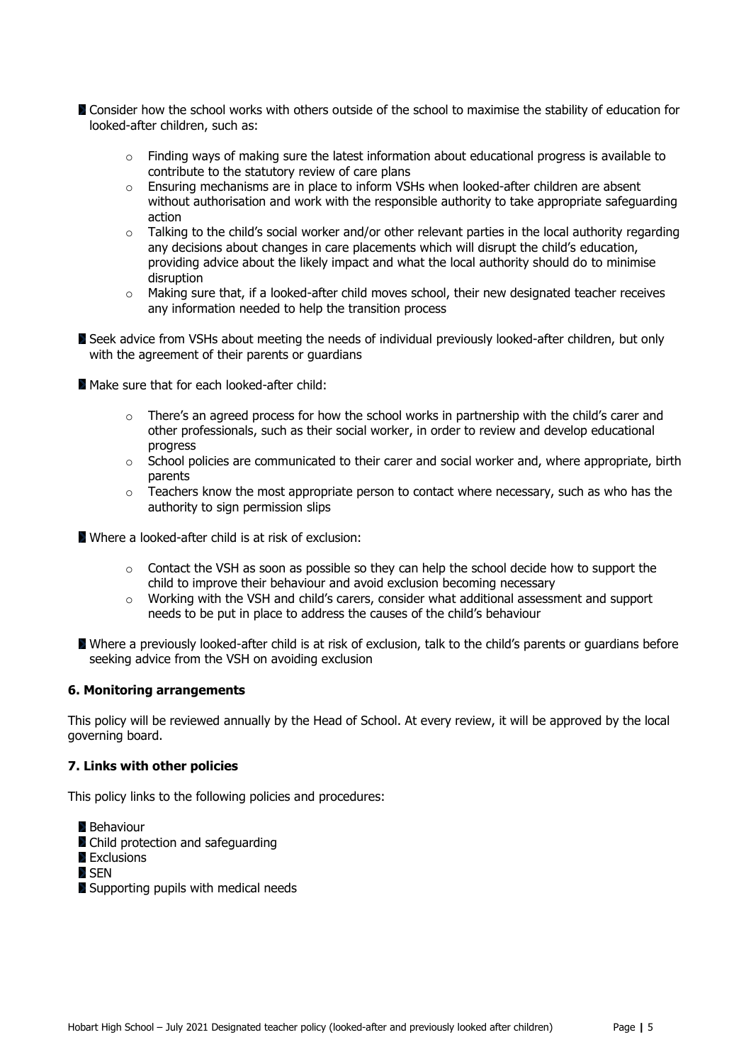- Consider how the school works with others outside of the school to maximise the stability of education for looked-after children, such as:
  - Finding ways of making sure the latest information about educational progress is available to contribute to the statutory review of care plans
  - Ensuring mechanisms are in place to inform VSHs when looked-after children are absent without authorisation and work with the responsible authority to take appropriate safeguarding action
  - Talking to the child's social worker and/or other relevant parties in the local authority regarding any decisions about changes in care placements which will disrupt the child's education, providing advice about the likely impact and what the local authority should do to minimise disruption
  - Making sure that, if a looked-after child moves school, their new designated teacher receives any information needed to help the transition process
- Seek advice from VSHs about meeting the needs of individual previously looked-after children, but only with the agreement of their parents or guardians
- Make sure that for each looked-after child:
  - There's an agreed process for how the school works in partnership with the child's carer and other professionals, such as their social worker, in order to review and develop educational progress
  - School policies are communicated to their carer and social worker and, where appropriate, birth parents
  - Teachers know the most appropriate person to contact where necessary, such as who has the authority to sign permission slips
- Where a looked-after child is at risk of exclusion:
  - Contact the VSH as soon as possible so they can help the school decide how to support the child to improve their behaviour and avoid exclusion becoming necessary
  - Working with the VSH and child's carers, consider what additional assessment and support needs to be put in place to address the causes of the child's behaviour
- Where a previously looked-after child is at risk of exclusion, talk to the child's parents or guardians before seeking advice from the VSH on avoiding exclusion

## 6. Monitoring arrangements

This policy will be reviewed annually by the Head of School. At every review, it will be approved by the local governing board.

## 7. Links with other policies

This policy links to the following policies and procedures:

- Behaviour
- Child protection and safeguarding
- Exclusions
- SEN
- Supporting pupils with medical needs